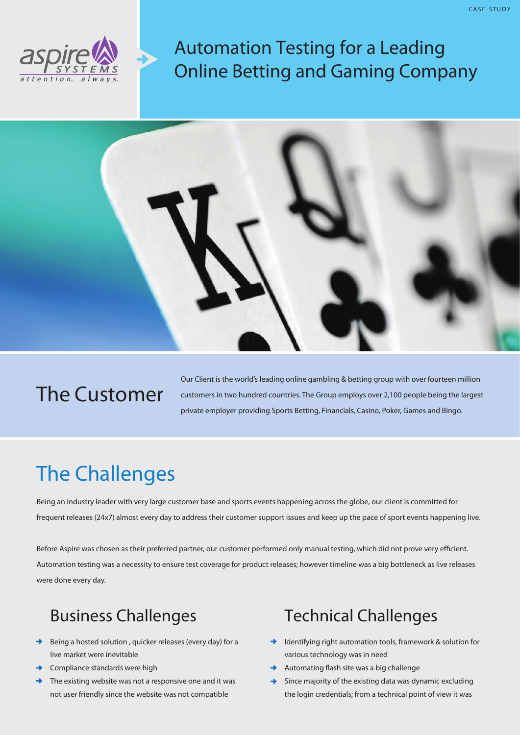CASE STUDY

# Automation Testing for a Leading Online Betting and Gaming Company

## The Customer

Our Client is the world's leading online gambling & betting group with over fourteen million customers in two hundred countries. The Group employs over 2,100 people being the largest private employer providing Sports Betting, Financials, Casino, Poker, Games and Bingo.

## The Challenges

Being an industry leader with very large customer base and sports events happening across the globe, our client is committed for frequent releases (24x7) almost every day to address their customer support issues and keep up the pace of sport events happening live.

Before Aspire was chosen as their preferred partner, our customer performed only manual testing, which did not prove very efficient. Automation testing was a necessity to ensure test coverage for product releases; however timeline was a big bottleneck as live releases were done every day.

### Business Challenges

- Being a hosted solution , quicker releases (every day) for a live market were inevitable
- Compliance standards were high
- The existing website was not a responsive one and it was not user friendly since the website was not compatible

### Technical Challenges

- Identifying right automation tools, framework & solution for various technology was in need
- Automating flash site was a big challenge
- Since majority of the existing data was dynamic excluding the login credentials; from a technical point of view it was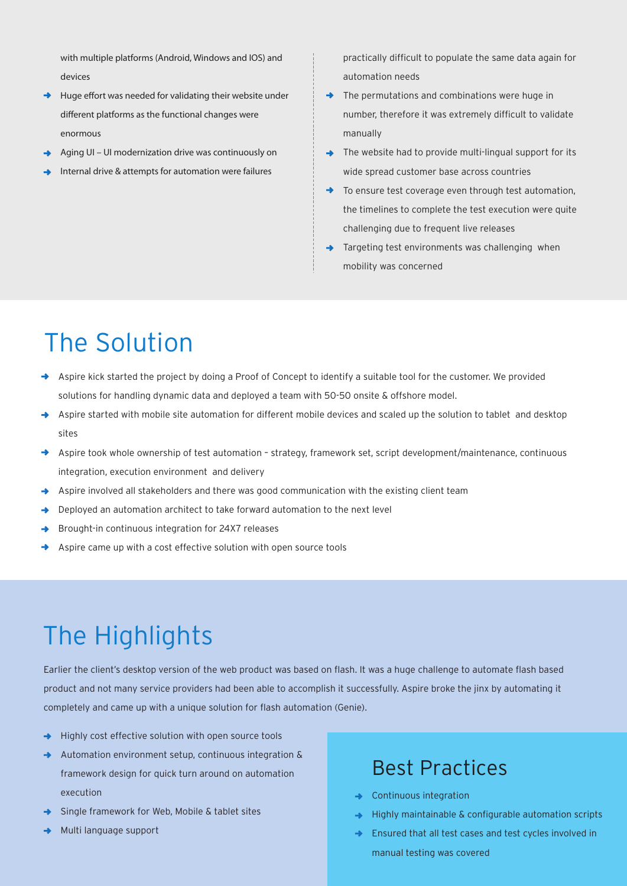with multiple platforms (Android, Windows and IOS) and devices

- Huge effort was needed for validating their website under different platforms as the functional changes were enormous
- Aging UI – UI modernization drive was continuously on
- Internal drive & attempts for automation were failures

practically difficult to populate the same data again for automation needs

- The permutations and combinations were huge in number, therefore it was extremely difficult to validate manually
- The website had to provide multi-lingual support for its wide spread customer base across countries
- To ensure test coverage even through test automation, the timelines to complete the test execution were quite challenging due to frequent live releases
- Targeting test environments was challenging when mobility was concerned

# The Solution

- Aspire kick started the project by doing a Proof of Concept to identify a suitable tool for the customer. We provided solutions for handling dynamic data and deployed a team with 50-50 onsite & offshore model.
- Aspire started with mobile site automation for different mobile devices and scaled up the solution to tablet and desktop sites
- Aspire took whole ownership of test automation – strategy, framework set, script development/maintenance, continuous integration, execution environment and delivery
- Aspire involved all stakeholders and there was good communication with the existing client team
- Deployed an automation architect to take forward automation to the next level
- Brought-in continuous integration for 24X7 releases
- Aspire came up with a cost effective solution with open source tools

# The Highlights

Earlier the client's desktop version of the web product was based on flash. It was a huge challenge to automate flash based product and not many service providers had been able to accomplish it successfully. Aspire broke the jinx by automating it completely and came up with a unique solution for flash automation (Genie).

- Highly cost effective solution with open source tools
- Automation environment setup, continuous integration & framework design for quick turn around on automation execution
- Single framework for Web, Mobile & tablet sites
- Multi language support

## Best Practices

- Continuous integration
- Highly maintainable & configurable automation scripts
- Ensured that all test cases and test cycles involved in manual testing was covered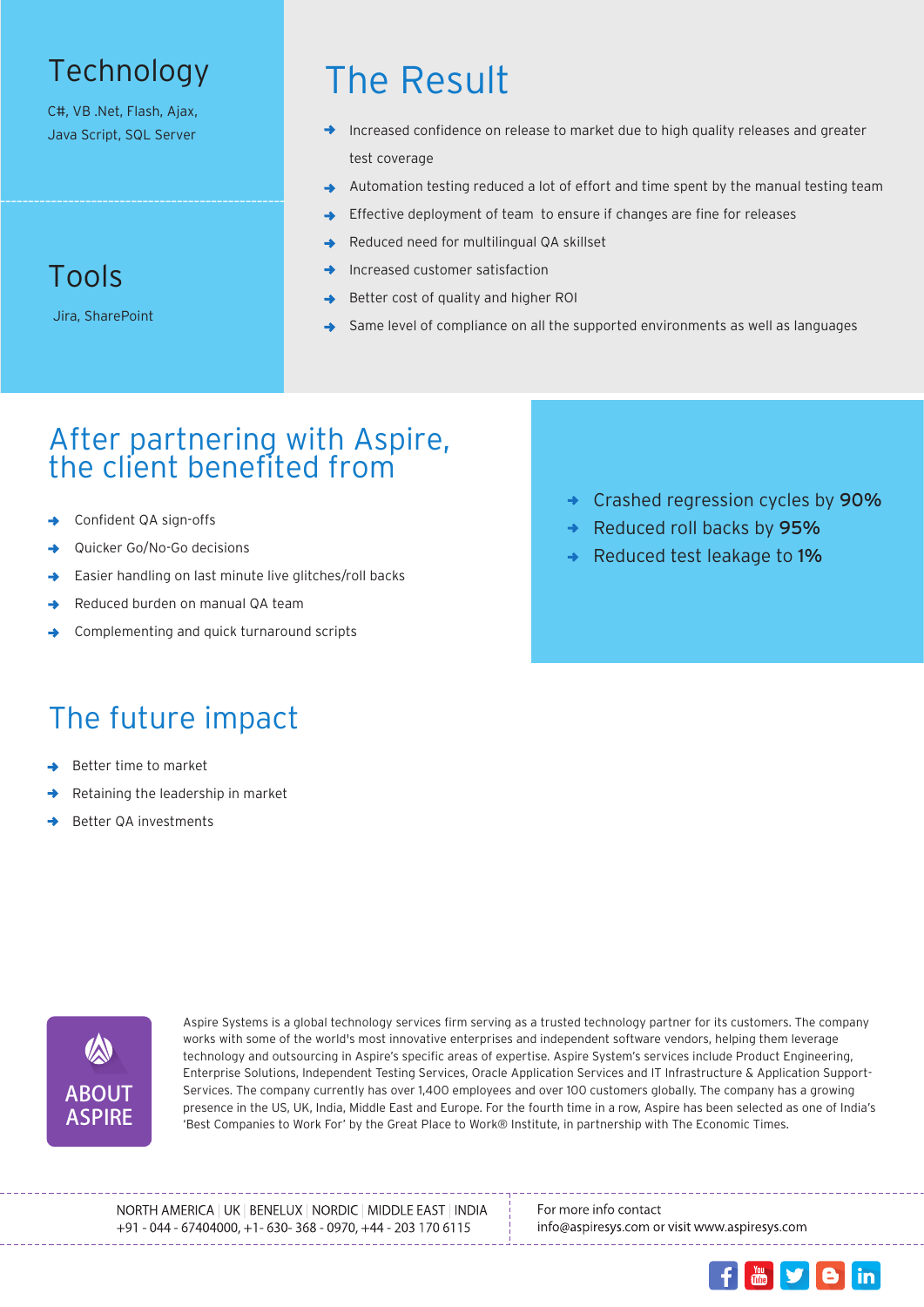## Technology

C#, VB .Net, Flash, Ajax, Java Script, SQL Server

## Tools

Jira, SharePoint

# The Result

- Increased confidence on release to market due to high quality releases and greater test coverage
- Automation testing reduced a lot of effort and time spent by the manual testing team
- Effective deployment of team to ensure if changes are fine for releases
- Reduced need for multilingual QA skillset
- Increased customer satisfaction
- Better cost of quality and higher ROI
- Same level of compliance on all the supported environments as well as languages

## After partnering with Aspire, the client benefited from

- Confident QA sign-offs
- Quicker Go/No-Go decisions
- Easier handling on last minute live glitches/roll backs
- Reduced burden on manual QA team
- Complementing and quick turnaround scripts

- Crashed regression cycles by **90%**
- Reduced roll backs by **95%**
- Reduced test leakage to **1%**

## The future impact

- Better time to market
- Retaining the leadership in market
- Better QA investments

**ABOUT ASPIRE**

Aspire Systems is a global technology services firm serving as a trusted technology partner for its customers. The company works with some of the world's most innovative enterprises and independent software vendors, helping them leverage technology and outsourcing in Aspire's specific areas of expertise. Aspire System's services include Product Engineering, Enterprise Solutions, Independent Testing Services, Oracle Application Services and IT Infrastructure & Application Support-Services. The company currently has over 1,400 employees and over 100 customers globally. The company has a growing presence in the US, UK, India, Middle East and Europe. For the fourth time in a row, Aspire has been selected as one of India's 'Best Companies to Work For' by the Great Place to Work® Institute, in partnership with The Economic Times.

NORTH AMERICA | UK | BENELUX | NORDIC | MIDDLE EAST | INDIA
+91 - 044 - 67404000, +1- 630- 368 - 0970, +44 - 203 170 6115

For more info contact
info@aspiresys.com or visit www.aspiresys.com